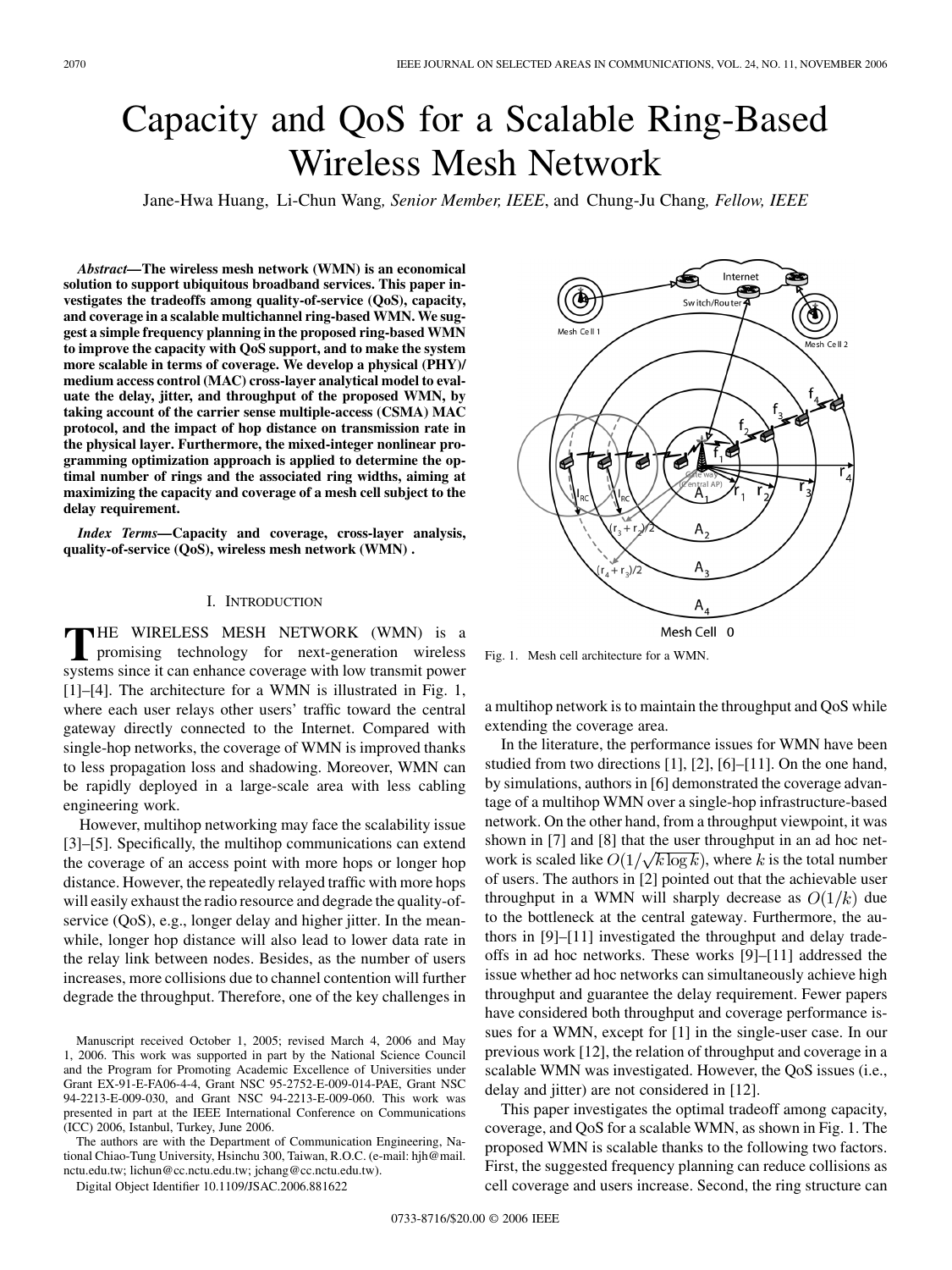// Capacity and QoS for a Scalable Ring-Based Wireless Mesh Network

Jane-Hwa Huang, Li-Chun Wang, *Senior Member, IEEE*, and Chung-Ju Chang, *Fellow, IEEE*

***Abstract*—The wireless mesh network (WMN) is an economical solution to support ubiquitous broadband services. This paper investigates the tradeoffs among quality-of-service (QoS), capacity, and coverage in a scalable multichannel ring-based WMN. We suggest a simple frequency planning in the proposed ring-based WMN to improve the capacity with QoS support, and to make the system more scalable in terms of coverage. We develop a physical (PHY)/medium access control (MAC) cross-layer analytical model to evaluate the delay, jitter, and throughput of the proposed WMN, by taking account of the carrier sense multiple-access (CSMA) MAC protocol, and the impact of hop distance on transmission rate in the physical layer. Furthermore, the mixed-integer nonlinear programming optimization approach is applied to determine the optimal number of rings and the associated ring widths, aiming at maximizing the capacity and coverage of a mesh cell subject to the delay requirement.**

***Index Terms*—Capacity and coverage, cross-layer analysis, quality-of-service (QoS), wireless mesh network (WMN) .**

## I. Introduction

The wireless mesh network (WMN) is a promising technology for next-generation wireless systems since it can enhance coverage with low transmit power [1]–[4]. The architecture for a WMN is illustrated in Fig. 1, where each user relays other users' traffic toward the central gateway directly connected to the Internet. Compared with single-hop networks, the coverage of WMN is improved thanks to less propagation loss and shadowing. Moreover, WMN can be rapidly deployed in a large-scale area with less cabling engineering work.

However, multihop networking may face the scalability issue [3]–[5]. Specifically, the multihop communications can extend the coverage of an access point with more hops or longer hop distance. However, the repeatedly relayed traffic with more hops will easily exhaust the radio resource and degrade the quality-of-service (QoS), e.g., longer delay and higher jitter. In the meanwhile, longer hop distance will also lead to lower data rate in the relay link between nodes. Besides, as the number of users increases, more collisions due to channel contention will further degrade the throughput. Therefore, one of the key challenges in a multihop network is to maintain the throughput and QoS while extending the coverage area.

Fig. 1. Mesh cell architecture for a WMN.

In the literature, the performance issues for WMN have been studied from two directions [1], [2], [6]–[11]. On the one hand, by simulations, authors in [6] demonstrated the coverage advantage of a multihop WMN over a single-hop infrastructure-based network. On the other hand, from a throughput viewpoint, it was shown in [7] and [8] that the user throughput in an ad hoc network is scaled like $O(1/\sqrt{k \log k})$, where $k$ is the total number of users. The authors in [2] pointed out that the achievable user throughput in a WMN will sharply decrease as $O(1/k)$ due to the bottleneck at the central gateway. Furthermore, the authors in [9]–[11] investigated the throughput and delay tradeoffs in ad hoc networks. These works [9]–[11] addressed the issue whether ad hoc networks can simultaneously achieve high throughput and guarantee the delay requirement. Fewer papers have considered both throughput and coverage performance issues for a WMN, except for [1] in the single-user case. In our previous work [12], the relation of throughput and coverage in a scalable WMN was investigated. However, the QoS issues (i.e., delay and jitter) are not considered in [12].

This paper investigates the optimal tradeoff among capacity, coverage, and QoS for a scalable WMN, as shown in Fig. 1. The proposed WMN is scalable thanks to the following two factors. First, the suggested frequency planning can reduce collisions as cell coverage and users increase. Second, the ring structure can

Manuscript received October 1, 2005; revised March 4, 2006 and May 1, 2006. This work was supported in part by the National Science Council and the Program for Promoting Academic Excellence of Universities under Grant EX-91-E-FA06-4-4, Grant NSC 95-2752-E-009-014-PAE, Grant NSC 94-2213-E-009-030, and Grant NSC 94-2213-E-009-060. This work was presented in part at the IEEE International Conference on Communications (ICC) 2006, Istanbul, Turkey, June 2006.

The authors are with the Department of Communication Engineering, National Chiao-Tung University, Hsinchu 300, Taiwan, R.O.C. (e-mail: hjh@mail.nctu.edu.tw; lichun@cc.nctu.edu.tw; jchang@cc.nctu.edu.tw).

Digital Object Identifier 10.1109/JSAC.2006.881622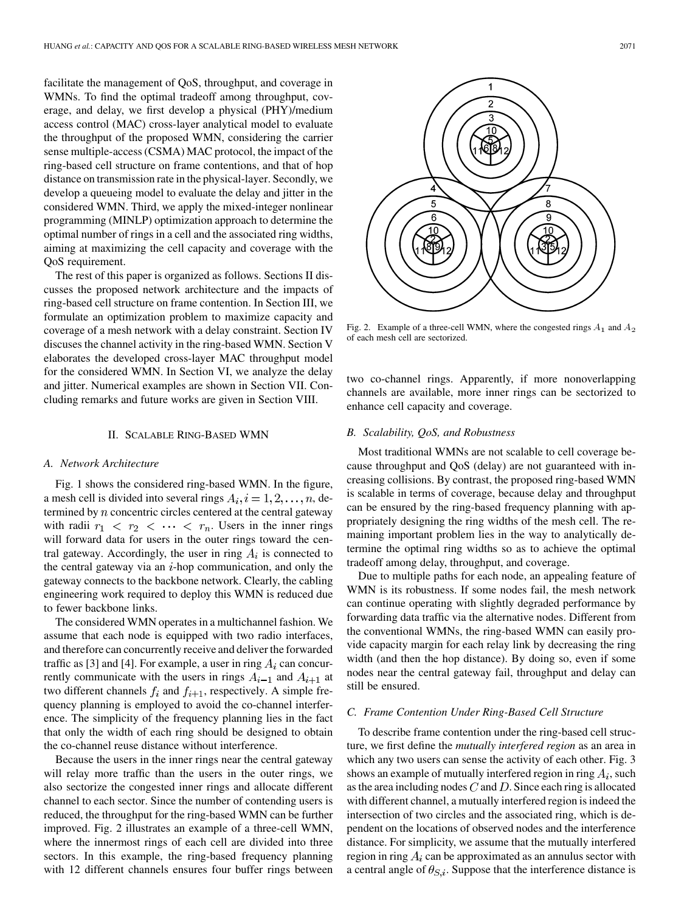facilitate the management of QoS, throughput, and coverage in WMNs. To find the optimal tradeoff among throughput, coverage, and delay, we first develop a physical (PHY)/medium access control (MAC) cross-layer analytical model to evaluate the throughput of the proposed WMN, considering the carrier sense multiple-access (CSMA) MAC protocol, the impact of the ring-based cell structure on frame contentions, and that of hop distance on transmission rate in the physical-layer. Secondly, we develop a queueing model to evaluate the delay and jitter in the considered WMN. Third, we apply the mixed-integer nonlinear programming (MINLP) optimization approach to determine the optimal number of rings in a cell and the associated ring widths, aiming at maximizing the cell capacity and coverage with the QoS requirement.

The rest of this paper is organized as follows. Sections II discusses the proposed network architecture and the impacts of ring-based cell structure on frame contention. In Section III, we formulate an optimization problem to maximize capacity and coverage of a mesh network with a delay constraint. Section IV discusses the channel activity in the ring-based WMN. Section V elaborates the developed cross-layer MAC throughput model for the considered WMN. In Section VI, we analyze the delay and jitter. Numerical examples are shown in Section VII. Concluding remarks and future works are given in Section VIII.

## II. Scalable Ring-Based WMN

### A. Network Architecture

Fig. 1 shows the considered ring-based WMN. In the figure, a mesh cell is divided into several rings $A_i, i = 1, 2, \ldots, n$, determined by $n$ concentric circles centered at the central gateway with radii $r_1 < r_2 < \cdots < r_n$. Users in the inner rings will forward data for users in the outer rings toward the central gateway. Accordingly, the user in ring $A_i$ is connected to the central gateway via an $i$-hop communication, and only the gateway connects to the backbone network. Clearly, the cabling engineering work required to deploy this WMN is reduced due to fewer backbone links.

The considered WMN operates in a multichannel fashion. We assume that each node is equipped with two radio interfaces, and therefore can concurrently receive and deliver the forwarded traffic as [3] and [4]. For example, a user in ring $A_i$ can concurrently communicate with the users in rings $A_{i-1}$ and $A_{i+1}$ at two different channels $f_i$ and $f_{i+1}$, respectively. A simple frequency planning is employed to avoid the co-channel interference. The simplicity of the frequency planning lies in the fact that only the width of each ring should be designed to obtain the co-channel reuse distance without interference.

Because the users in the inner rings near the central gateway will relay more traffic than the users in the outer rings, we also sectorize the congested inner rings and allocate different channel to each sector. Since the number of contending users is reduced, the throughput for the ring-based WMN can be further improved. Fig. 2 illustrates an example of a three-cell WMN, where the innermost rings of each cell are divided into three sectors. In this example, the ring-based frequency planning with 12 different channels ensures four buffer rings between two co-channel rings. Apparently, if more nonoverlapping channels are available, more inner rings can be sectorized to enhance cell capacity and coverage.

Fig. 2. Example of a three-cell WMN, where the congested rings $A_1$ and $A_2$ of each mesh cell are sectorized.

### B. Scalability, QoS, and Robustness

Most traditional WMNs are not scalable to cell coverage because throughput and QoS (delay) are not guaranteed with increasing collisions. By contrast, the proposed ring-based WMN is scalable in terms of coverage, because delay and throughput can be ensured by the ring-based frequency planning with appropriately designing the ring widths of the mesh cell. The remaining important problem lies in the way to analytically determine the optimal ring widths so as to achieve the optimal tradeoff among delay, throughput, and coverage.

Due to multiple paths for each node, an appealing feature of WMN is its robustness. If some nodes fail, the mesh network can continue operating with slightly degraded performance by forwarding data traffic via the alternative nodes. Different from the conventional WMNs, the ring-based WMN can easily provide capacity margin for each relay link by decreasing the ring width (and then the hop distance). By doing so, even if some nodes near the central gateway fail, throughput and delay can still be ensured.

### C. Frame Contention Under Ring-Based Cell Structure

To describe frame contention under the ring-based cell structure, we first define the *mutually interfered region* as an area in which any two users can sense the activity of each other. Fig. 3 shows an example of mutually interfered region in ring $A_i$, such as the area including nodes $C$ and $D$. Since each ring is allocated with different channel, a mutually interfered region is indeed the intersection of two circles and the associated ring, which is dependent on the locations of observed nodes and the interference distance. For simplicity, we assume that the mutually interfered region in ring $A_i$ can be approximated as an annulus sector with a central angle of $\theta_{S,i}$. Suppose that the interference distance is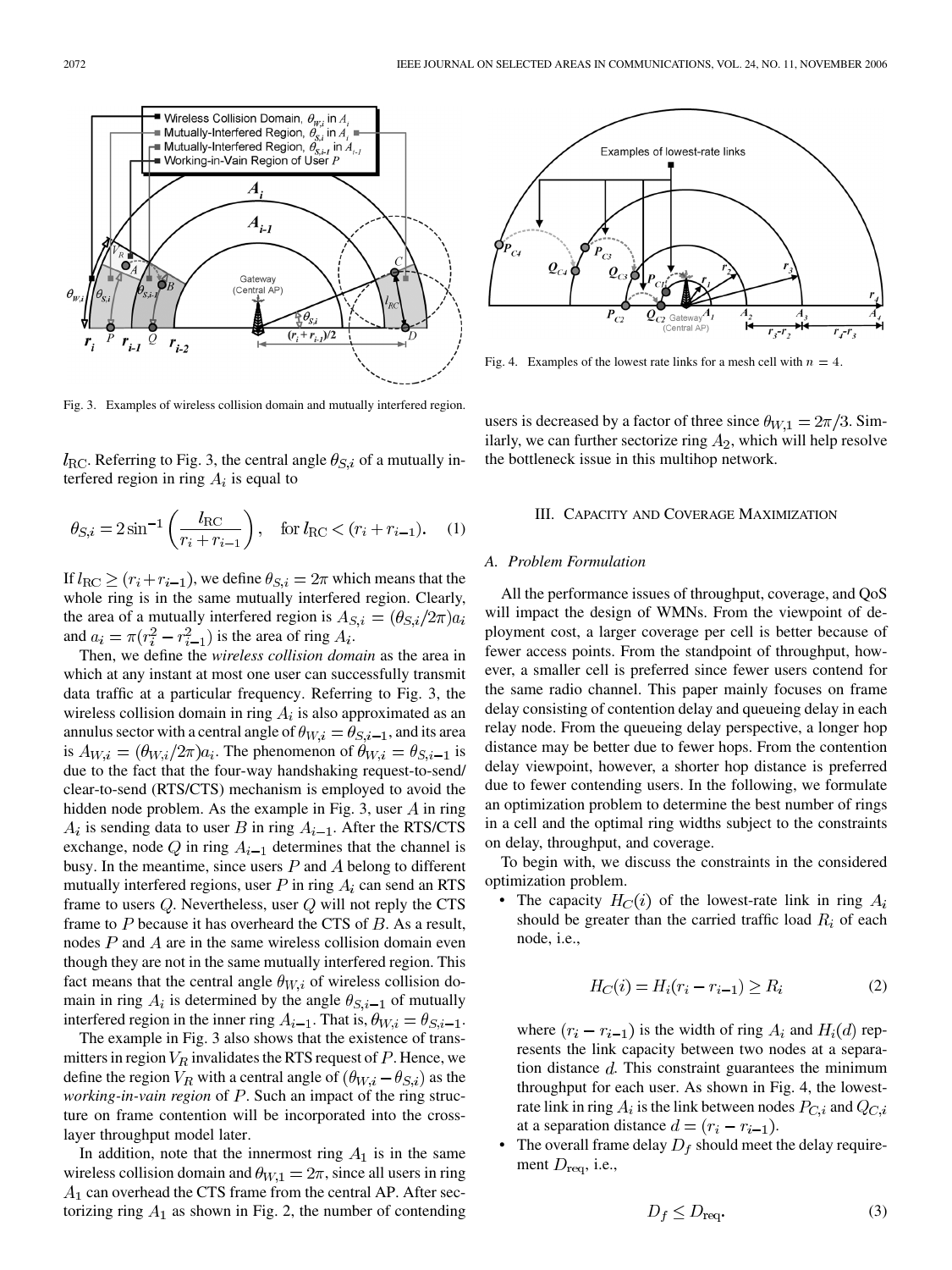Fig. 3. Examples of wireless collision domain and mutually interfered region.

Fig. 4. Examples of the lowest rate links for a mesh cell with $n = 4$.

$l_{\rm RC}$. Referring to Fig. 3, the central angle $\theta_{S,i}$ of a mutually interfered region in ring $A_i$ is equal to

$$\theta_{S,i} = 2\sin^{-1}\left(\frac{l_{\rm RC}}{r_i + r_{i-1}}\right), \quad \text{for } l_{\rm RC} < (r_i + r_{i-1}). \tag{1}$$

If $l_{\rm RC} \geq (r_i + r_{i-1})$, we define $\theta_{S,i} = 2\pi$ which means that the whole ring is in the same mutually interfered region. Clearly, the area of a mutually interfered region is $A_{S,i} = (\theta_{S,i}/2\pi)a_i$ and $a_i = \pi(r_i^2 - r_{i-1}^2)$ is the area of ring $A_i$.

Then, we define the *wireless collision domain* as the area in which at any instant at most one user can successfully transmit data traffic at a particular frequency. Referring to Fig. 3, the wireless collision domain in ring $A_i$ is also approximated as an annulus sector with a central angle of $\theta_{W,i} = \theta_{S,i-1}$, and its area is $A_{W,i} = (\theta_{W,i}/2\pi)a_i$. The phenomenon of $\theta_{W,i} = \theta_{S,i-1}$ is due to the fact that the four-way handshaking request-to-send/clear-to-send (RTS/CTS) mechanism is employed to avoid the hidden node problem. As the example in Fig. 3, user $A$ in ring $A_i$ is sending data to user $B$ in ring $A_{i-1}$. After the RTS/CTS exchange, node $Q$ in ring $A_{i-1}$ determines that the channel is busy. In the meantime, since users $P$ and $A$ belong to different mutually interfered regions, user $P$ in ring $A_i$ can send an RTS frame to users $Q$. Nevertheless, user $Q$ will not reply the CTS frame to $P$ because it has overheard the CTS of $B$. As a result, nodes $P$ and $A$ are in the same wireless collision domain even though they are not in the same mutually interfered region. This fact means that the central angle $\theta_{W,i}$ of wireless collision domain in ring $A_i$ is determined by the angle $\theta_{S,i-1}$ of mutually interfered region in the inner ring $A_{i-1}$. That is, $\theta_{W,i} = \theta_{S,i-1}$.

The example in Fig. 3 also shows that the existence of transmitters in region $V_R$ invalidates the RTS request of $P$. Hence, we define the region $V_R$ with a central angle of $(\theta_{W,i} - \theta_{S,i})$ as the *working-in-vain region* of $P$. Such an impact of the ring structure on frame contention will be incorporated into the cross-layer throughput model later.

In addition, note that the innermost ring $A_1$ is in the same wireless collision domain and $\theta_{W,1} = 2\pi$, since all users in ring $A_1$ can overhead the CTS frame from the central AP. After sectorizing ring $A_1$ as shown in Fig. 2, the number of contending users is decreased by a factor of three since $\theta_{W,1} = 2\pi/3$. Similarly, we can further sectorize ring $A_2$, which will help resolve the bottleneck issue in this multihop network.

## III. Capacity and Coverage Maximization

### A. Problem Formulation

All the performance issues of throughput, coverage, and QoS will impact the design of WMNs. From the viewpoint of deployment cost, a larger coverage per cell is better because of fewer access points. From the standpoint of throughput, however, a smaller cell is preferred since fewer users contend for the same radio channel. This paper mainly focuses on frame delay consisting of contention delay and queueing delay in each relay node. From the queueing delay perspective, a longer hop distance may be better due to fewer hops. From the contention delay viewpoint, however, a shorter hop distance is preferred due to fewer contending users. In the following, we formulate an optimization problem to determine the best number of rings in a cell and the optimal ring widths subject to the constraints on delay, throughput, and coverage.

To begin with, we discuss the constraints in the considered optimization problem.

- The capacity $H_C(i)$ of the lowest-rate link in ring $A_i$ should be greater than the carried traffic load $R_i$ of each node, i.e.,

$$H_C(i) = H_i(r_i - r_{i-1}) \geq R_i \tag{2}$$

  where $(r_i - r_{i-1})$ is the width of ring $A_i$ and $H_i(d)$ represents the link capacity between two nodes at a separation distance $d$. This constraint guarantees the minimum throughput for each user. As shown in Fig. 4, the lowest-rate link in ring $A_i$ is the link between nodes $P_{C,i}$ and $Q_{C,i}$ at a separation distance $d = (r_i - r_{i-1})$.
- The overall frame delay $D_f$ should meet the delay requirement $D_{\rm req}$, i.e.,

$$D_f \leq D_{\rm req}. \tag{3}$$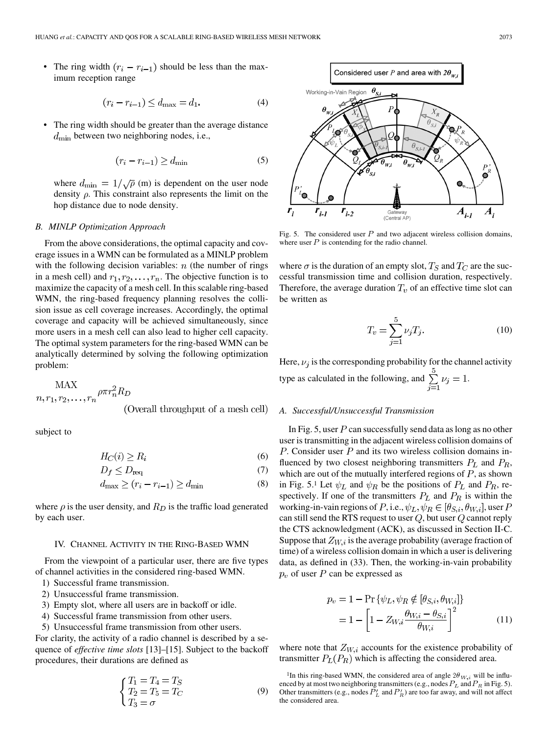- The ring width $(r_i - r_{i-1})$ should be less than the maximum reception range

$$(r_i - r_{i-1}) \leq d_{\max} = d_1. \tag{4}$$

- The ring width should be greater than the average distance $d_{\min}$ between two neighboring nodes, i.e.,

$$(r_i - r_{i-1}) \geq d_{\min} \tag{5}$$

where $d_{\min} = 1/\sqrt{\rho}$ (m) is dependent on the user node density $\rho$. This constraint also represents the limit on the hop distance due to node density.

### B. MINLP Optimization Approach

From the above considerations, the optimal capacity and coverage issues in a WMN can be formulated as a MINLP problem with the following decision variables: $n$ (the number of rings in a mesh cell) and $r_1, r_2, \ldots, r_n$. The objective function is to maximize the capacity of a mesh cell. In this scalable ring-based WMN, the ring-based frequency planning resolves the collision issue as cell coverage increases. Accordingly, the optimal coverage and capacity will be achieved simultaneously, since more users in a mesh cell can also lead to higher cell capacity. The optimal system parameters for the ring-based WMN can be analytically determined by solving the following optimization problem:

$$\underset{n, r_1, r_2, \ldots, r_n}{\text{MAX}} \rho \pi r_n^2 R_D \qquad \text{(Overall throughput of a mesh cell)}$$

subject to

$$H_C(i) \geq R_i \tag{6}$$

$$D_f \leq D_{\text{req}} \tag{7}$$

$$d_{\max} \geq (r_i - r_{i-1}) \geq d_{\min} \tag{8}$$

where $\rho$ is the user density, and $R_D$ is the traffic load generated by each user.

## IV. Channel Activity in the Ring-Based WMN

From the viewpoint of a particular user, there are five types of channel activities in the considered ring-based WMN.

1) Successful frame transmission.
2) Unsuccessful frame transmission.
3) Empty slot, where all users are in backoff or idle.
4) Successful frame transmission from other users.
5) Unsuccessful frame transmission from other users.

For clarity, the activity of a radio channel is described by a sequence of *effective time slots* [13]–[15]. Subject to the backoff procedures, their durations are defined as

$$\begin{cases} T_1 = T_4 = T_S \\ T_2 = T_5 = T_C \\ T_3 = \sigma \end{cases} \tag{9}$$

Fig. 5. The considered user $P$ and two adjacent wireless collision domains, where user $P$ is contending for the radio channel.

where $\sigma$ is the duration of an empty slot, $T_S$ and $T_C$ are the successful transmission time and collision duration, respectively. Therefore, the average duration $T_v$ of an effective time slot can be written as

$$T_v = \sum_{j=1}^{5} \nu_j T_j. \tag{10}$$

Here, $\nu_j$ is the corresponding probability for the channel activity type as calculated in the following, and $\sum_{j=1}^{5} \nu_j = 1$.

### A. Successful/Unsuccessful Transmission

In Fig. 5, user $P$ can successfully send data as long as no other user is transmitting in the adjacent wireless collision domains of $P$. Consider user $P$ and its two wireless collision domains influenced by two closest neighboring transmitters $P_L$ and $P_R$, which are out of the mutually interfered regions of $P$, as shown in Fig. 5.[1] Let $\psi_L$ and $\psi_R$ be the positions of $P_L$ and $P_R$, respectively. If one of the transmitters $P_L$ and $P_R$ is within the working-in-vain regions of $P$, i.e., $\psi_L, \psi_R \in [\theta_{S,i}, \theta_{W,i}]$, user $P$ can still send the RTS request to user $Q$, but user $Q$ cannot reply the CTS acknowledgment (ACK), as discussed in Section II-C. Suppose that $Z_{W,i}$ is the average probability (average fraction of time) of a wireless collision domain in which a user is delivering data, as defined in (33). Then, the working-in-vain probability $p_v$ of user $P$ can be expressed as

$$\begin{aligned} p_v &= 1 - \Pr\{\psi_L, \psi_R \notin [\theta_{S,i}, \theta_{W,i}]\} \\ &= 1 - \left[1 - Z_{W,i} \frac{\theta_{W,i} - \theta_{S,i}}{\theta_{W,i}}\right]^2 \end{aligned} \tag{11}$$

where note that $Z_{W,i}$ accounts for the existence probability of transmitter $P_L (P_R)$ which is affecting the considered area.

[1] In this ring-based WMN, the considered area of angle $2\theta_{W,i}$ will be influenced by at most two neighboring transmitters (e.g., nodes $P_L$ and $P_R$ in Fig. 5). Other transmitters (e.g., nodes $P'_L$ and $P'_R$) are too far away, and will not affect the considered area.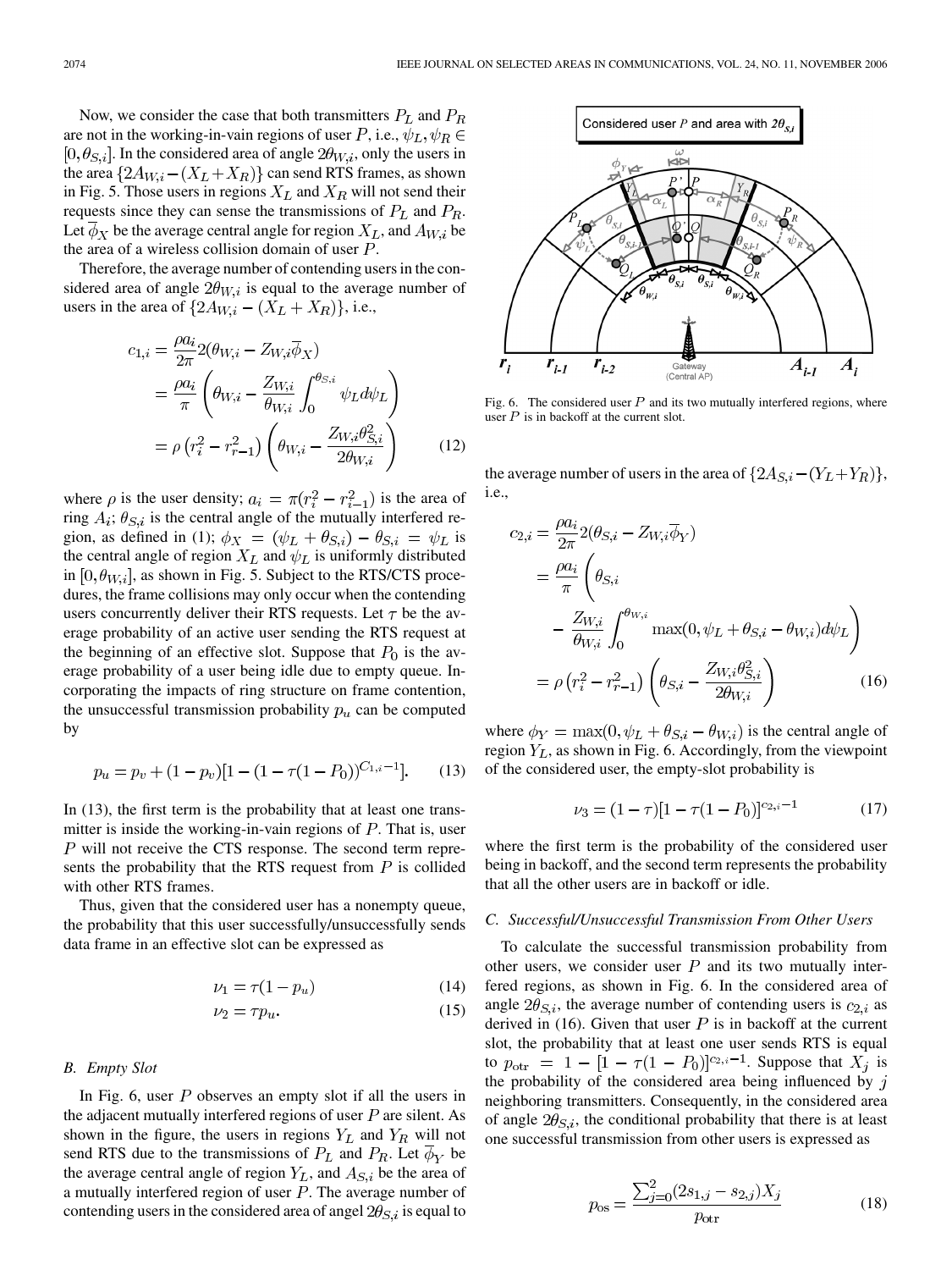Now, we consider the case that both transmitters $P_L$ and $P_R$ are not in the working-in-vain regions of user $P$, i.e., $\psi_L, \psi_R \in [0, \theta_{S,i}]$. In the considered area of angle $2\theta_{W,i}$, only the users in the area $\{2A_{W,i} - (X_L + X_R)\}$ can send RTS frames, as shown in Fig. 5. Those users in regions $X_L$ and $X_R$ will not send their requests since they can sense the transmissions of $P_L$ and $P_R$. Let $\overline{\phi}_X$ be the average central angle for region $X_L$, and $A_{W,i}$ be the area of a wireless collision domain of user $P$.

Therefore, the average number of contending users in the considered area of angle $2\theta_{W,i}$ is equal to the average number of users in the area of $\{2A_{W,i} - (X_L + X_R)\}$, i.e.,

$$\begin{aligned} c_{1,i} &= \frac{\rho a_i}{2\pi} 2(\theta_{W,i} - Z_{W,i}\overline{\phi}_X) \\ &= \frac{\rho a_i}{\pi}\left(\theta_{W,i} - \frac{Z_{W,i}}{\theta_{W,i}}\int_0^{\theta_{S,i}} \psi_L d\psi_L\right) \\ &= \rho\left(r_i^2 - r_{r-1}^2\right)\left(\theta_{W,i} - \frac{Z_{W,i}\theta_{S,i}^2}{2\theta_{W,i}}\right) \end{aligned} \tag{12}$$

where $\rho$ is the user density; $a_i = \pi(r_i^2 - r_{i-1}^2)$ is the area of ring $A_i$; $\theta_{S,i}$ is the central angle of the mutually interfered region, as defined in (1); $\phi_X = (\psi_L + \theta_{S,i}) - \theta_{S,i} = \psi_L$ is the central angle of region $X_L$ and $\psi_L$ is uniformly distributed in $[0, \theta_{W,i}]$, as shown in Fig. 5. Subject to the RTS/CTS procedures, the frame collisions may only occur when the contending users concurrently deliver their RTS requests. Let $\tau$ be the average probability of an active user sending the RTS request at the beginning of an effective slot. Suppose that $P_0$ is the average probability of a user being idle due to empty queue. Incorporating the impacts of ring structure on frame contention, the unsuccessful transmission probability $p_u$ can be computed by

$$p_u = p_v + (1 - p_v)[1 - (1 - \tau(1 - P_0))^{C_{1,i}-1}]. \tag{13}$$

In (13), the first term is the probability that at least one transmitter is inside the working-in-vain regions of $P$. That is, user $P$ will not receive the CTS response. The second term represents the probability that the RTS request from $P$ is collided with other RTS frames.

Thus, given that the considered user has a nonempty queue, the probability that this user successfully/unsuccessfully sends data frame in an effective slot can be expressed as

$$\nu_1 = \tau(1 - p_u) \tag{14}$$

$$\nu_2 = \tau p_u. \tag{15}$$

### B. Empty Slot

In Fig. 6, user $P$ observes an empty slot if all the users in the adjacent mutually interfered regions of user $P$ are silent. As shown in the figure, the users in regions $Y_L$ and $Y_R$ will not send RTS due to the transmissions of $P_L$ and $P_R$. Let $\overline{\phi}_Y$ be the average central angle of region $Y_L$, and $A_{S,i}$ be the area of a mutually interfered region of user $P$. The average number of contending users in the considered area of angel $2\theta_{S,i}$ is equal to the average number of users in the area of $\{2A_{S,i} - (Y_L + Y_R)\}$, i.e.,

Fig. 6. The considered user $P$ and its two mutually interfered regions, where user $P$ is in backoff at the current slot.

$$\begin{aligned} c_{2,i} &= \frac{\rho a_i}{2\pi} 2(\theta_{S,i} - Z_{W,i}\overline{\phi}_Y) \\ &= \frac{\rho a_i}{\pi}\Bigg(\theta_{S,i} \\ &\quad - \frac{Z_{W,i}}{\theta_{W,i}}\int_0^{\theta_{W,i}} \max(0, \psi_L + \theta_{S,i} - \theta_{W,i}) d\psi_L\Bigg) \\ &= \rho\left(r_i^2 - r_{r-1}^2\right)\left(\theta_{S,i} - \frac{Z_{W,i}\theta_{S,i}^2}{2\theta_{W,i}}\right) \end{aligned} \tag{16}$$

where $\phi_Y = \max(0, \psi_L + \theta_{S,i} - \theta_{W,i})$ is the central angle of region $Y_L$, as shown in Fig. 6. Accordingly, from the viewpoint of the considered user, the empty-slot probability is

$$\nu_3 = (1 - \tau)[1 - \tau(1 - P_0)]^{c_{2,i}-1} \tag{17}$$

where the first term is the probability of the considered user being in backoff, and the second term represents the probability that all the other users are in backoff or idle.

### C. Successful/Unsuccessful Transmission From Other Users

To calculate the successful transmission probability from other users, we consider user $P$ and its two mutually interfered regions, as shown in Fig. 6. In the considered area of angle $2\theta_{S,i}$, the average number of contending users is $c_{2,i}$ as derived in (16). Given that user $P$ is in backoff at the current slot, the probability that at least one user sends RTS is equal to $p_{\mathrm{otr}} = 1 - [1 - \tau(1 - P_0)]^{c_{2,i}-1}$. Suppose that $X_j$ is the probability of the considered area being influenced by $j$ neighboring transmitters. Consequently, in the considered area of angle $2\theta_{S,i}$, the conditional probability that there is at least one successful transmission from other users is expressed as

$$p_{\mathrm{os}} = \frac{\sum_{j=0}^{2}(2s_{1,j} - s_{2,j})X_j}{p_{\mathrm{otr}}} \tag{18}$$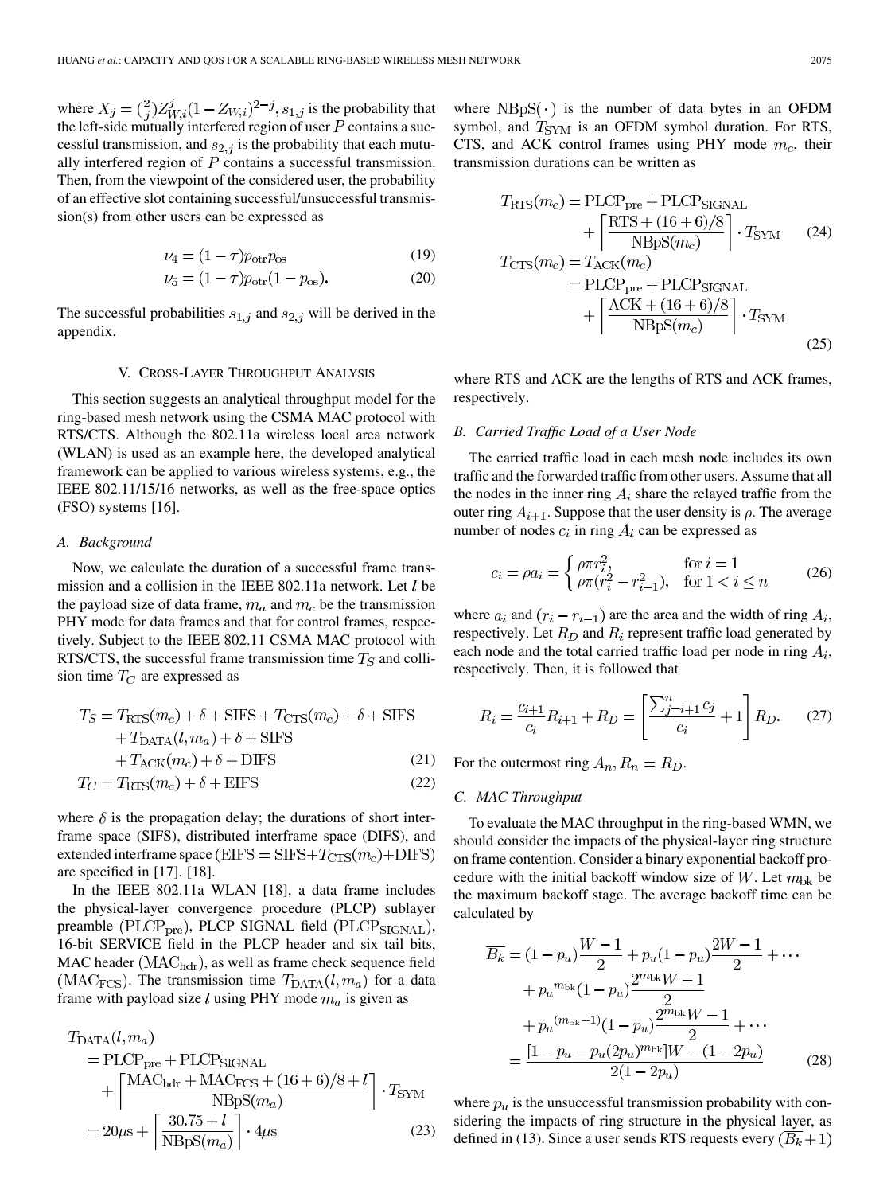where $X_j = \binom{2}{j} Z_{W,i}^j (1 - Z_{W,i})^{2-j}$, $s_{1,j}$ is the probability that the left-side mutually interfered region of user $P$ contains a successful transmission, and $s_{2,j}$ is the probability that each mutually interfered region of $P$ contains a successful transmission. Then, from the viewpoint of the considered user, the probability of an effective slot containing successful/unsuccessful transmission(s) from other users can be expressed as

$$\nu_4 = (1 - \tau) p_{\text{otr}} p_{\text{os}} \tag{19}$$

$$\nu_5 = (1 - \tau) p_{\text{otr}} (1 - p_{\text{os}}). \tag{20}$$

The successful probabilities $s_{1,j}$ and $s_{2,j}$ will be derived in the appendix.

## V. Cross-Layer Throughput Analysis

This section suggests an analytical throughput model for the ring-based mesh network using the CSMA MAC protocol with RTS/CTS. Although the 802.11a wireless local area network (WLAN) is used as an example here, the developed analytical framework can be applied to various wireless systems, e.g., the IEEE 802.11/15/16 networks, as well as the free-space optics (FSO) systems [16].

### A. Background

Now, we calculate the duration of a successful frame transmission and a collision in the IEEE 802.11a network. Let $l$ be the payload size of data frame, $m_a$ and $m_c$ be the transmission PHY mode for data frames and that for control frames, respectively. Subject to the IEEE 802.11 CSMA MAC protocol with RTS/CTS, the successful frame transmission time $T_S$ and collision time $T_C$ are expressed as

$$\begin{aligned} T_S = &\, T_{\text{RTS}}(m_c) + \delta + \text{SIFS} + T_{\text{CTS}}(m_c) + \delta + \text{SIFS} \\ &+ T_{\text{DATA}}(l, m_a) + \delta + \text{SIFS} \\ &+ T_{\text{ACK}}(m_c) + \delta + \text{DIFS} \end{aligned} \tag{21}$$

$$T_C = T_{\text{RTS}}(m_c) + \delta + \text{EIFS} \tag{22}$$

where $\delta$ is the propagation delay; the durations of short interframe space (SIFS), distributed interframe space (DIFS), and extended interframe space $(\text{EIFS} = \text{SIFS} + T_{\text{CTS}}(m_c) + \text{DIFS})$ are specified in [17]. [18].

In the IEEE 802.11a WLAN [18], a data frame includes the physical-layer convergence procedure (PLCP) sublayer preamble $(\text{PLCP}_{\text{pre}})$, PLCP SIGNAL field $(\text{PLCP}_{\text{SIGNAL}})$, 16-bit SERVICE field in the PLCP header and six tail bits, MAC header $(\text{MAC}_{\text{hdr}})$, as well as frame check sequence field $(\text{MAC}_{\text{FCS}})$. The transmission time $T_{\text{DATA}}(l, m_a)$ for a data frame with payload size $l$ using PHY mode $m_a$ is given as

$$\begin{aligned} T_{\text{DATA}}(l, m_a) &= \text{PLCP}_{\text{pre}} + \text{PLCP}_{\text{SIGNAL}} \\ &\quad + \left\lceil \frac{\text{MAC}_{\text{hdr}} + \text{MAC}_{\text{FCS}} + (16+6)/8 + l}{\text{NBpS}(m_a)} \right\rceil \cdot T_{\text{SYM}} \\ &= 20\mu\text{s} + \left\lceil \frac{30.75 + l}{\text{NBpS}(m_a)} \right\rceil \cdot 4\mu\text{s} \end{aligned} \tag{23}$$

where $\text{NBpS}(\cdot)$ is the number of data bytes in an OFDM symbol, and $T_{\text{SYM}}$ is an OFDM symbol duration. For RTS, CTS, and ACK control frames using PHY mode $m_c$, their transmission durations can be written as

$$\begin{aligned} T_{\text{RTS}}(m_c) = &\, \text{PLCP}_{\text{pre}} + \text{PLCP}_{\text{SIGNAL}} \\ &+ \left\lceil \frac{\text{RTS} + (16+6)/8}{\text{NBpS}(m_c)} \right\rceil \cdot T_{\text{SYM}} \end{aligned} \tag{24}$$

$$\begin{aligned} T_{\text{CTS}}(m_c) &= T_{\text{ACK}}(m_c) \\ &= \text{PLCP}_{\text{pre}} + \text{PLCP}_{\text{SIGNAL}} \\ &\quad + \left\lceil \frac{\text{ACK} + (16+6)/8}{\text{NBpS}(m_c)} \right\rceil \cdot T_{\text{SYM}} \end{aligned} \tag{25}$$

where RTS and ACK are the lengths of RTS and ACK frames, respectively.

### B. Carried Traffic Load of a User Node

The carried traffic load in each mesh node includes its own traffic and the forwarded traffic from other users. Assume that all the nodes in the inner ring $A_i$ share the relayed traffic from the outer ring $A_{i+1}$. Suppose that the user density is $\rho$. The average number of nodes $c_i$ in ring $A_i$ can be expressed as

$$c_i = \rho a_i = \begin{cases} \rho \pi r_i^2, & \text{for } i = 1 \\ \rho \pi (r_i^2 - r_{i-1}^2), & \text{for } 1 < i \le n \end{cases} \tag{26}$$

where $a_i$ and $(r_i - r_{i-1})$ are the area and the width of ring $A_i$, respectively. Let $R_D$ and $R_i$ represent traffic load generated by each node and the total carried traffic load per node in ring $A_i$, respectively. Then, it is followed that

$$R_i = \frac{c_{i+1}}{c_i} R_{i+1} + R_D = \left[ \frac{\sum_{j=i+1}^{n} c_j}{c_i} + 1 \right] R_D. \tag{27}$$

For the outermost ring $A_n$, $R_n = R_D$.

### C. MAC Throughput

To evaluate the MAC throughput in the ring-based WMN, we should consider the impacts of the physical-layer ring structure on frame contention. Consider a binary exponential backoff procedure with the initial backoff window size of $W$. Let $m_{\text{bk}}$ be the maximum backoff stage. The average backoff time can be calculated by

$$\begin{aligned} \overline{B_k} &= (1 - p_u) \frac{W - 1}{2} + p_u (1 - p_u) \frac{2W - 1}{2} + \cdots \\ &\quad + {p_u}^{m_{\text{bk}}} (1 - p_u) \frac{2^{m_{\text{bk}}} W - 1}{2} \\ &\quad + {p_u}^{(m_{\text{bk}}+1)} (1 - p_u) \frac{2^{m_{\text{bk}}} W - 1}{2} + \cdots \\ &= \frac{[1 - p_u - p_u (2p_u)^{m_{\text{bk}}}] W - (1 - 2p_u)}{2(1 - 2p_u)} \end{aligned} \tag{28}$$

where $p_u$ is the unsuccessful transmission probability with considering the impacts of ring structure in the physical layer, as defined in (13). Since a user sends RTS requests every $(\overline{B_k} + 1)$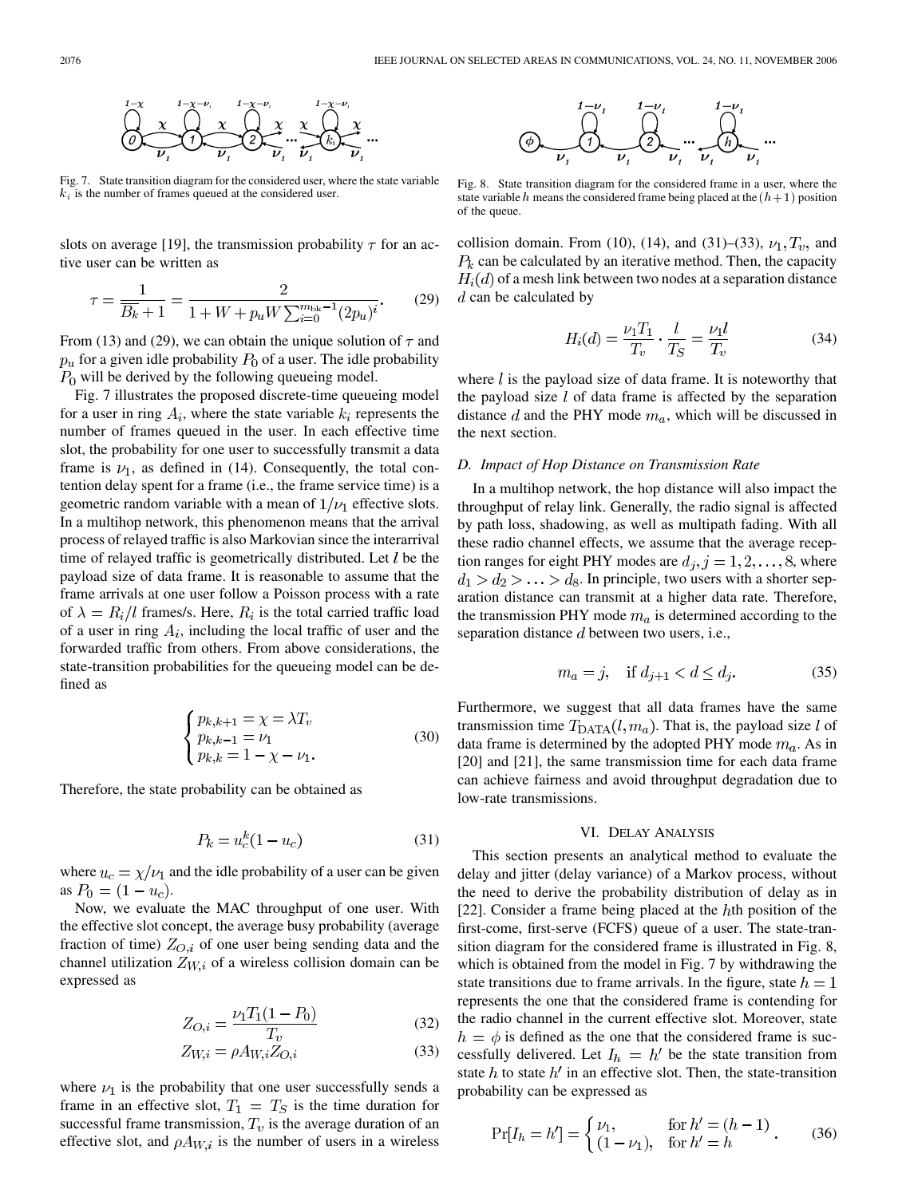Fig. 7. State transition diagram for the considered user, where the state variable $k_i$ is the number of frames queued at the considered user.

slots on average [19], the transmission probability $\tau$ for an active user can be written as

$$\tau = \frac{1}{\overline{B_k}+1} = \frac{2}{1+W+p_u W \sum_{i=0}^{m_{\mathrm{bk}}-1}(2p_u)^i}. \tag{29}$$

From (13) and (29), we can obtain the unique solution of $\tau$ and $p_u$ for a given idle probability $P_0$ of a user. The idle probability $P_0$ will be derived by the following queueing model.

Fig. 7 illustrates the proposed discrete-time queueing model for a user in ring $A_i$, where the state variable $k_i$ represents the number of frames queued in the user. In each effective time slot, the probability for one user to successfully transmit a data frame is $\nu_1$, as defined in (14). Consequently, the total contention delay spent for a frame (i.e., the frame service time) is a geometric random variable with a mean of $1/\nu_1$ effective slots. In a multihop network, this phenomenon means that the arrival process of relayed traffic is also Markovian since the interarrival time of relayed traffic is geometrically distributed. Let $l$ be the payload size of data frame. It is reasonable to assume that the frame arrivals at one user follow a Poisson process with a rate of $\lambda = R_i/l$ frames/s. Here, $R_i$ is the total carried traffic load of a user in ring $A_i$, including the local traffic of user and the forwarded traffic from others. From above considerations, the state-transition probabilities for the queueing model can be defined as

$$\begin{cases} p_{k,k+1} = \chi = \lambda T_v \\ p_{k,k-1} = \nu_1 \\ p_{k,k} = 1-\chi-\nu_1. \end{cases} \tag{30}$$

Therefore, the state probability can be obtained as

$$P_k = u_c^k(1-u_c) \tag{31}$$

where $u_c = \chi/\nu_1$ and the idle probability of a user can be given as $P_0 = (1-u_c)$.

Now, we evaluate the MAC throughput of one user. With the effective slot concept, the average busy probability (average fraction of time) $Z_{O,i}$ of one user being sending data and the channel utilization $Z_{W,i}$ of a wireless collision domain can be expressed as

$$Z_{O,i} = \frac{\nu_1 T_1 (1-P_0)}{T_v} \tag{32}$$

$$Z_{W,i} = \rho A_{W,i} Z_{O,i} \tag{33}$$

where $\nu_1$ is the probability that one user successfully sends a frame in an effective slot, $T_1 = T_S$ is the time duration for successful frame transmission, $T_v$ is the average duration of an effective slot, and $\rho A_{W,i}$ is the number of users in a wireless collision domain. From (10), (14), and (31)–(33), $\nu_1, T_v$, and $P_k$ can be calculated by an iterative method. Then, the capacity $H_i(d)$ of a mesh link between two nodes at a separation distance $d$ can be calculated by

$$H_i(d) = \frac{\nu_1 T_1}{T_v} \cdot \frac{l}{T_S} = \frac{\nu_1 l}{T_v} \tag{34}$$

where $l$ is the payload size of data frame. It is noteworthy that the payload size $l$ of data frame is affected by the separation distance $d$ and the PHY mode $m_a$, which will be discussed in the next section.

Fig. 8. State transition diagram for the considered frame in a user, where the state variable $h$ means the considered frame being placed at the $(h+1)$ position of the queue.

### D. Impact of Hop Distance on Transmission Rate

In a multihop network, the hop distance will also impact the throughput of relay link. Generally, the radio signal is affected by path loss, shadowing, as well as multipath fading. With all these radio channel effects, we assume that the average reception ranges for eight PHY modes are $d_j, j = 1, 2, \ldots, 8$, where $d_1 > d_2 > \ldots > d_8$. In principle, two users with a shorter separation distance can transmit at a higher data rate. Therefore, the transmission PHY mode $m_a$ is determined according to the separation distance $d$ between two users, i.e.,

$$m_a = j, \quad \text{if } d_{j+1} < d \le d_j. \tag{35}$$

Furthermore, we suggest that all data frames have the same transmission time $T_{\mathrm{DATA}}(l, m_a)$. That is, the payload size $l$ of data frame is determined by the adopted PHY mode $m_a$. As in [20] and [21], the same transmission time for each data frame can achieve fairness and avoid throughput degradation due to low-rate transmissions.

## VI. Delay Analysis

This section presents an analytical method to evaluate the delay and jitter (delay variance) of a Markov process, without the need to derive the probability distribution of delay as in [22]. Consider a frame being placed at the $h$th position of the first-come, first-serve (FCFS) queue of a user. The state-transition diagram for the considered frame is illustrated in Fig. 8, which is obtained from the model in Fig. 7 by withdrawing the state transitions due to frame arrivals. In the figure, state $h = 1$ represents the one that the considered frame is contending for the radio channel in the current effective slot. Moreover, state $h = \phi$ is defined as the one that the considered frame is successfully delivered. Let $I_h = h'$ be the state transition from state $h$ to state $h'$ in an effective slot. Then, the state-transition probability can be expressed as

$$\Pr[I_h = h'] = \begin{cases} \nu_1, & \text{for } h' = (h-1) \\ (1-\nu_1), & \text{for } h' = h \end{cases}. \tag{36}$$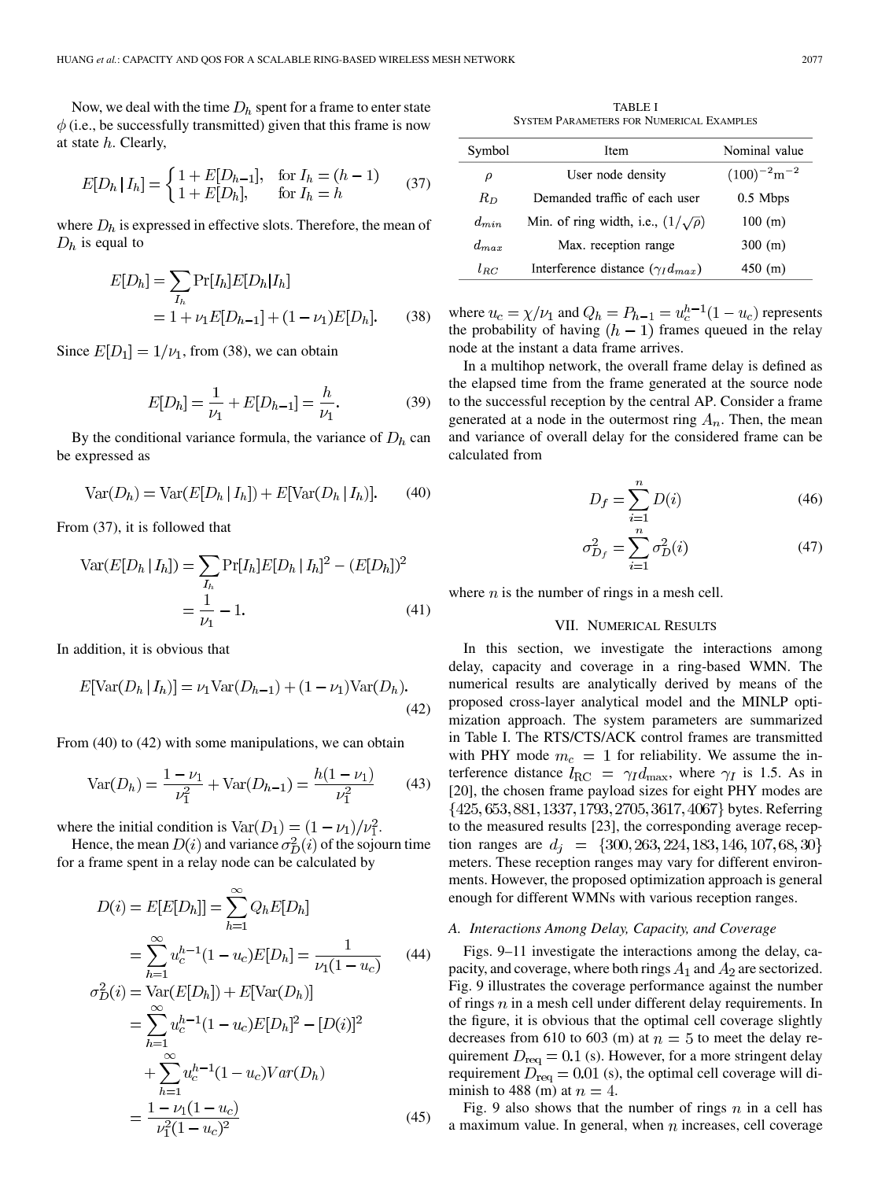Now, we deal with the time $D_h$ spent for a frame to enter state $\phi$ (i.e., be successfully transmitted) given that this frame is now at state $h$. Clearly,

$$E[D_h \,|\, I_h] = \begin{cases} 1 + E[D_{h-1}], & \text{for } I_h = (h-1) \\ 1 + E[D_h], & \text{for } I_h = h \end{cases} \tag{37}$$

where $D_h$ is expressed in effective slots. Therefore, the mean of $D_h$ is equal to

$$\begin{aligned} E[D_h] &= \sum_{I_h} \Pr[I_h] E[D_h | I_h] \\ &= 1 + \nu_1 E[D_{h-1}] + (1-\nu_1) E[D_h]. \end{aligned} \tag{38}$$

Since $E[D_1] = 1/\nu_1$, from (38), we can obtain

$$E[D_h] = \frac{1}{\nu_1} + E[D_{h-1}] = \frac{h}{\nu_1}. \tag{39}$$

By the conditional variance formula, the variance of $D_h$ can be expressed as

$$\mathrm{Var}(D_h) = \mathrm{Var}(E[D_h \,|\, I_h]) + E[\mathrm{Var}(D_h \,|\, I_h)]. \tag{40}$$

From (37), it is followed that

$$\begin{aligned} \mathrm{Var}(E[D_h \,|\, I_h]) &= \sum_{I_h} \Pr[I_h] E[D_h \,|\, I_h]^2 - (E[D_h])^2 \\ &= \frac{1}{\nu_1} - 1. \end{aligned} \tag{41}$$

In addition, it is obvious that

$$E[\mathrm{Var}(D_h \,|\, I_h)] = \nu_1 \mathrm{Var}(D_{h-1}) + (1-\nu_1)\mathrm{Var}(D_h). \tag{42}$$

From (40) to (42) with some manipulations, we can obtain

$$\mathrm{Var}(D_h) = \frac{1-\nu_1}{\nu_1^2} + \mathrm{Var}(D_{h-1}) = \frac{h(1-\nu_1)}{\nu_1^2} \tag{43}$$

where the initial condition is $\mathrm{Var}(D_1) = (1-\nu_1)/\nu_1^2$.

Hence, the mean $D(i)$ and variance $\sigma_D^2(i)$ of the sojourn time for a frame spent in a relay node can be calculated by

$$\begin{aligned} D(i) &= E[E[D_h]] = \sum_{h=1}^{\infty} Q_h E[D_h] \\ &= \sum_{h=1}^{\infty} u_c^{h-1}(1-u_c) E[D_h] = \frac{1}{\nu_1(1-u_c)} \end{aligned} \tag{44}$$

$$\begin{aligned} \sigma_D^2(i) &= \mathrm{Var}(E[D_h]) + E[\mathrm{Var}(D_h)] \\ &= \sum_{h=1}^{\infty} u_c^{h-1}(1-u_c) E[D_h]^2 - [D(i)]^2 \\ &\quad + \sum_{h=1}^{\infty} u_c^{h-1}(1-u_c) Var(D_h) \\ &= \frac{1-\nu_1(1-u_c)}{\nu_1^2(1-u_c)^2} \end{aligned} \tag{45}$$

where $u_c = \chi/\nu_1$ and $Q_h = P_{h-1} = u_c^{h-1}(1-u_c)$ represents the probability of having $(h-1)$ frames queued in the relay node at the instant a data frame arrives.

In a multihop network, the overall frame delay is defined as the elapsed time from the frame generated at the source node to the successful reception by the central AP. Consider a frame generated at a node in the outermost ring $A_n$. Then, the mean and variance of overall delay for the considered frame can be calculated from

$$D_f = \sum_{i=1}^{n} D(i) \tag{46}$$

$$\sigma_{D_f}^2 = \sum_{i=1}^{n} \sigma_D^2(i) \tag{47}$$

where $n$ is the number of rings in a mesh cell.

## VII. Numerical Results

In this section, we investigate the interactions among delay, capacity and coverage in a ring-based WMN. The numerical results are analytically derived by means of the proposed cross-layer analytical model and the MINLP optimization approach. The system parameters are summarized in Table I. The RTS/CTS/ACK control frames are transmitted with PHY mode $m_c = 1$ for reliability. We assume the interference distance $l_{\mathrm{RC}} = \gamma_I d_{\max}$, where $\gamma_I$ is 1.5. As in [20], the chosen frame payload sizes for eight PHY modes are $\{425, 653, 881, 1337, 1793, 2705, 3617, 4067\}$ bytes. Referring to the measured results [23], the corresponding average reception ranges are $d_j = \{300, 263, 224, 183, 146, 107, 68, 30\}$ meters. These reception ranges may vary for different environments. However, the proposed optimization approach is general enough for different WMNs with various reception ranges.

TABLE I
System Parameters for Numerical Examples

| Symbol | Item | Nominal value |
|---|---|---|
| $\rho$ | User node density | $(100)^{-2}\mathrm{m}^{-2}$ |
| $R_D$ | Demanded traffic of each user | 0.5 Mbps |
| $d_{min}$ | Min. of ring width, i.e., $(1/\sqrt{\rho})$ | 100 (m) |
| $d_{max}$ | Max. reception range | 300 (m) |
| $l_{RC}$ | Interference distance ($\gamma_I d_{max}$) | 450 (m) |

### A. Interactions Among Delay, Capacity, and Coverage

Figs. 9–11 investigate the interactions among the delay, capacity, and coverage, where both rings $A_1$ and $A_2$ are sectorized. Fig. 9 illustrates the coverage performance against the number of rings $n$ in a mesh cell under different delay requirements. In the figure, it is obvious that the optimal cell coverage slightly decreases from 610 to 603 (m) at $n = 5$ to meet the delay requirement $D_{\mathrm{req}} = 0.1$ (s). However, for a more stringent delay requirement $D_{\mathrm{req}} = 0.01$ (s), the optimal cell coverage will diminish to 488 (m) at $n = 4$.

Fig. 9 also shows that the number of rings $n$ in a cell has a maximum value. In general, when $n$ increases, cell coverage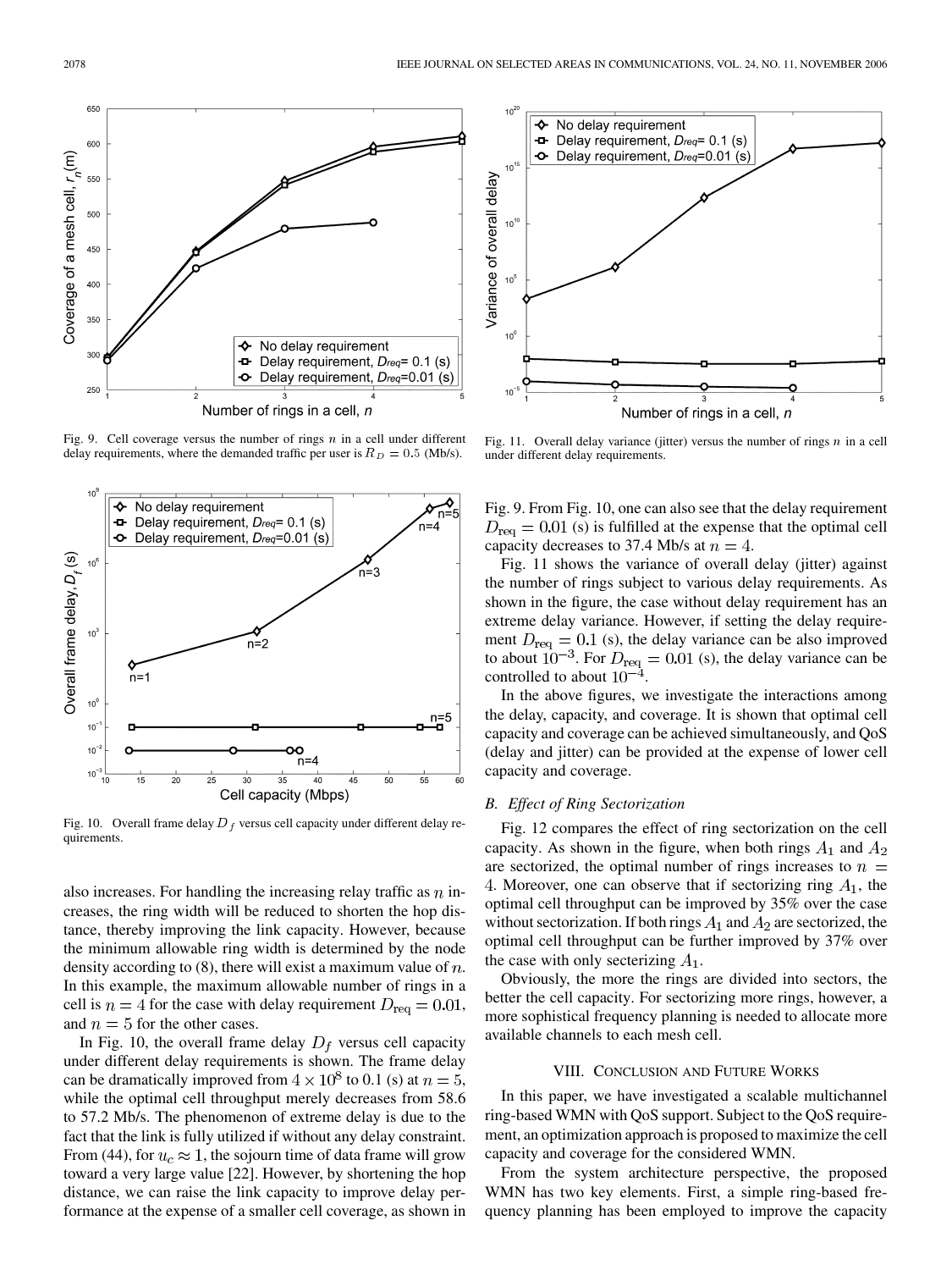Fig. 9. Cell coverage versus the number of rings $n$ in a cell under different delay requirements, where the demanded traffic per user is $R_D = 0.5$ (Mb/s).

Fig. 10. Overall frame delay $D_f$ versus cell capacity under different delay requirements.

also increases. For handling the increasing relay traffic as $n$ increases, the ring width will be reduced to shorten the hop distance, thereby improving the link capacity. However, because the minimum allowable ring width is determined by the node density according to (8), there will exist a maximum value of $n$. In this example, the maximum allowable number of rings in a cell is $n = 4$ for the case with delay requirement $D_{\mathrm{req}} = 0.01$, and $n = 5$ for the other cases.

In Fig. 10, the overall frame delay $D_f$ versus cell capacity under different delay requirements is shown. The frame delay can be dramatically improved from $4 \times 10^8$ to 0.1 (s) at $n = 5$, while the optimal cell throughput merely decreases from 58.6 to 57.2 Mb/s. The phenomenon of extreme delay is due to the fact that the link is fully utilized if without any delay constraint. From (44), for $u_c \approx 1$, the sojourn time of data frame will grow toward a very large value [22]. However, by shortening the hop distance, we can raise the link capacity to improve delay performance at the expense of a smaller cell coverage, as shown in Fig. 9. From Fig. 10, one can also see that the delay requirement $D_{\mathrm{req}} = 0.01$ (s) is fulfilled at the expense that the optimal cell capacity decreases to 37.4 Mb/s at $n = 4$.

Fig. 11. Overall delay variance (jitter) versus the number of rings $n$ in a cell under different delay requirements.

Fig. 11 shows the variance of overall delay (jitter) against the number of rings subject to various delay requirements. As shown in the figure, the case without delay requirement has an extreme delay variance. However, if setting the delay requirement $D_{\mathrm{req}} = 0.1$ (s), the delay variance can be also improved to about $10^{-3}$. For $D_{\mathrm{req}} = 0.01$ (s), the delay variance can be controlled to about $10^{-4}$.

In the above figures, we investigate the interactions among the delay, capacity, and coverage. It is shown that optimal cell capacity and coverage can be achieved simultaneously, and QoS (delay and jitter) can be provided at the expense of lower cell capacity and coverage.

### B. Effect of Ring Sectorization

Fig. 12 compares the effect of ring sectorization on the cell capacity. As shown in the figure, when both rings $A_1$ and $A_2$ are sectorized, the optimal number of rings increases to $n = 4$. Moreover, one can observe that if sectorizing ring $A_1$, the optimal cell throughput can be improved by 35% over the case without sectorization. If both rings $A_1$ and $A_2$ are sectorized, the optimal cell throughput can be further improved by 37% over the case with only secterizing $A_1$.

Obviously, the more the rings are divided into sectors, the better the cell capacity. For sectorizing more rings, however, a more sophistical frequency planning is needed to allocate more available channels to each mesh cell.

## VIII. Conclusion and Future Works

In this paper, we have investigated a scalable multichannel ring-based WMN with QoS support. Subject to the QoS requirement, an optimization approach is proposed to maximize the cell capacity and coverage for the considered WMN.

From the system architecture perspective, the proposed WMN has two key elements. First, a simple ring-based frequency planning has been employed to improve the capacity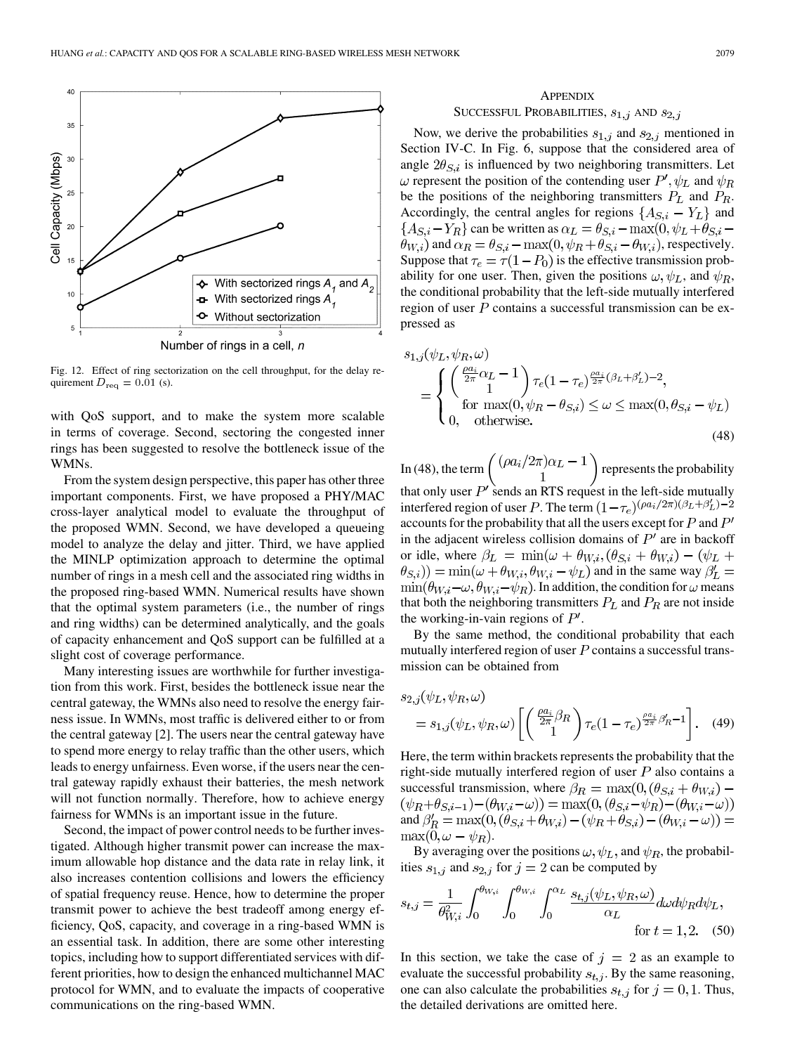Fig. 12. Effect of ring sectorization on the cell throughput, for the delay requirement $D_{\rm req} = 0.01$ (s).

with QoS support, and to make the system more scalable in terms of coverage. Second, sectoring the congested inner rings has been suggested to resolve the bottleneck issue of the WMNs.

From the system design perspective, this paper has other three important components. First, we have proposed a PHY/MAC cross-layer analytical model to evaluate the throughput of the proposed WMN. Second, we have developed a queueing model to analyze the delay and jitter. Third, we have applied the MINLP optimization approach to determine the optimal number of rings in a mesh cell and the associated ring widths in the proposed ring-based WMN. Numerical results have shown that the optimal system parameters (i.e., the number of rings and ring widths) can be determined analytically, and the goals of capacity enhancement and QoS support can be fulfilled at a slight cost of coverage performance.

Many interesting issues are worthwhile for further investigation from this work. First, besides the bottleneck issue near the central gateway, the WMNs also need to resolve the energy fairness issue. In WMNs, most traffic is delivered either to or from the central gateway [2]. The users near the central gateway have to spend more energy to relay traffic than the other users, which leads to energy unfairness. Even worse, if the users near the central gateway rapidly exhaust their batteries, the mesh network will not function normally. Therefore, how to achieve energy fairness for WMNs is an important issue in the future.

Second, the impact of power control needs to be further investigated. Although higher transmit power can increase the maximum allowable hop distance and the data rate in relay link, it also increases contention collisions and lowers the efficiency of spatial frequency reuse. Hence, how to determine the proper transmit power to achieve the best tradeoff among energy efficiency, QoS, capacity, and coverage in a ring-based WMN is an essential task. In addition, there are some other interesting topics, including how to support differentiated services with different priorities, how to design the enhanced multichannel MAC protocol for WMN, and to evaluate the impacts of cooperative communications on the ring-based WMN.

## Appendix

### Successful Probabilities, $s_{1,j}$ and $s_{2,j}$

Now, we derive the probabilities $s_{1,j}$ and $s_{2,j}$ mentioned in Section IV-C. In Fig. 6, suppose that the considered area of angle $2\theta_{S,i}$ is influenced by two neighboring transmitters. Let $\omega$ represent the position of the contending user $P'$, $\psi_L$ and $\psi_R$ be the positions of the neighboring transmitters $P_L$ and $P_R$. Accordingly, the central angles for regions $\{A_{S,i} - Y_L\}$ and $\{A_{S,i} - Y_R\}$ can be written as $\alpha_L = \theta_{S,i} - \max(0, \psi_L + \theta_{S,i} - \theta_{W,i})$ and $\alpha_R = \theta_{S,i} - \max(0, \psi_R + \theta_{S,i} - \theta_{W,i})$, respectively. Suppose that $\tau_e = \tau(1 - P_0)$ is the effective transmission probability for one user. Then, given the positions $\omega, \psi_L$, and $\psi_R$, the conditional probability that the left-side mutually interfered region of user $P$ contains a successful transmission can be expressed as

$$s_{1,j}(\psi_L, \psi_R, \omega) = \begin{cases} \binom{\frac{\rho a_i}{2\pi}\alpha_L - 1}{1} \tau_e (1 - \tau_e)^{\frac{\rho a_i}{2\pi}(\beta_L + \beta_L') - 2}, \\ \quad \text{for } \max(0, \psi_R - \theta_{S,i}) \le \omega \le \max(0, \theta_{S,i} - \psi_L) \\ 0, \quad \text{otherwise.} \end{cases} \tag{48}$$

In (48), the term $\binom{(\rho a_i/2\pi)\alpha_L - 1}{1}$ represents the probability that only user $P'$ sends an RTS request in the left-side mutually interfered region of user $P$. The term $(1-\tau_e)^{(\rho a_i/2\pi)(\beta_L + \beta_L') - 2}$ accounts for the probability that all the users except for $P$ and $P'$ in the adjacent wireless collision domains of $P'$ are in backoff or idle, where $\beta_L = \min(\omega + \theta_{W,i}, (\theta_{S,i} + \theta_{W,i}) - (\psi_L + \theta_{S,i})) = \min(\omega + \theta_{W,i}, \theta_{W,i} - \psi_L)$ and in the same way $\beta_L' = \min(\theta_{W,i} - \omega, \theta_{W,i} - \psi_R)$. In addition, the condition for $\omega$ means that both the neighboring transmitters $P_L$ and $P_R$ are not inside the working-in-vain regions of $P'$.

By the same method, the conditional probability that each mutually interfered region of user $P$ contains a successful transmission can be obtained from

$$s_{2,j}(\psi_L, \psi_R, \omega) = s_{1,j}(\psi_L, \psi_R, \omega) \left[ \binom{\frac{\rho a_i}{2\pi}\beta_R}{1} \tau_e (1 - \tau_e)^{\frac{\rho a_i}{2\pi}\beta_R' - 1} \right]. \tag{49}$$

Here, the term within brackets represents the probability that the right-side mutually interfered region of user $P$ also contains a successful transmission, where $\beta_R = \max(0, (\theta_{S,i} + \theta_{W,i}) - (\psi_R + \theta_{S,i-1}) - (\theta_{W,i} - \omega)) = \max(0, (\theta_{S,i} - \psi_R) - (\theta_{W,i} - \omega))$ and $\beta_R' = \max(0, (\theta_{S,i} + \theta_{W,i}) - (\psi_R + \theta_{S,i}) - (\theta_{W,i} - \omega)) = \max(0, \omega - \psi_R)$.

By averaging over the positions $\omega, \psi_L$, and $\psi_R$, the probabilities $s_{1,j}$ and $s_{2,j}$ for $j = 2$ can be computed by

$$s_{t,j} = \frac{1}{\theta_{W,i}^2} \int_0^{\theta_{W,i}} \int_0^{\theta_{W,i}} \int_0^{\alpha_L} \frac{s_{t,j}(\psi_L, \psi_R, \omega)}{\alpha_L} d\omega d\psi_R d\psi_L, \quad \text{for } t = 1, 2. \tag{50}$$

In this section, we take the case of $j = 2$ as an example to evaluate the successful probability $s_{t,j}$. By the same reasoning, one can also calculate the probabilities $s_{t,j}$ for $j = 0, 1$. Thus, the detailed derivations are omitted here.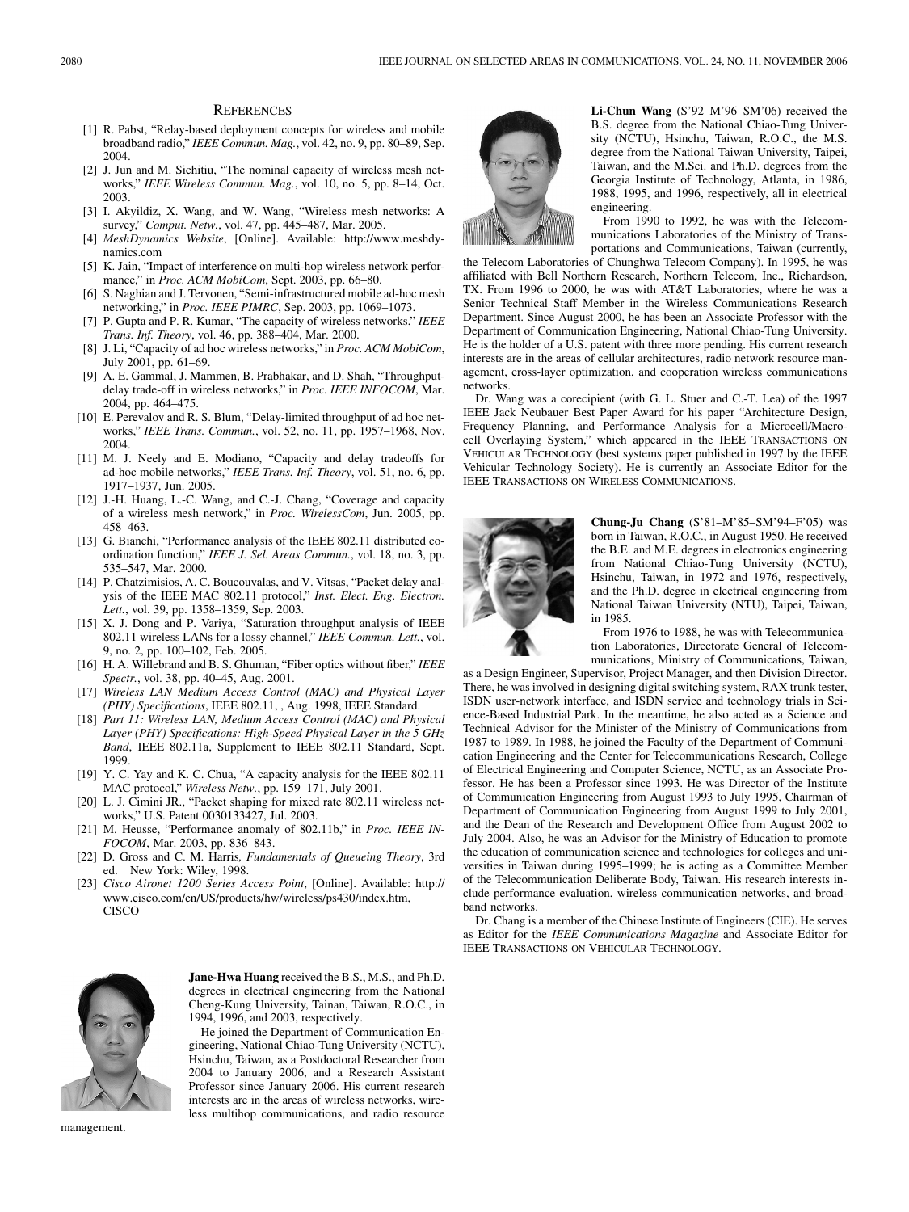## References

[1] R. Pabst, "Relay-based deployment concepts for wireless and mobile broadband radio," *IEEE Commun. Mag.*, vol. 42, no. 9, pp. 80–89, Sep. 2004.

[2] J. Jun and M. Sichitiu, "The nominal capacity of wireless mesh networks," *IEEE Wireless Commun. Mag.*, vol. 10, no. 5, pp. 8–14, Oct. 2003.

[3] I. Akyildiz, X. Wang, and W. Wang, "Wireless mesh networks: A survey," *Comput. Netw.*, vol. 47, pp. 445–487, Mar. 2005.

[4] *MeshDynamics Website*, [Online]. Available: http://www.meshdynamics.com

[5] K. Jain, "Impact of interference on multi-hop wireless network performance," in *Proc. ACM MobiCom*, Sept. 2003, pp. 66–80.

[6] S. Naghian and J. Tervonen, "Semi-infrastructured mobile ad-hoc mesh networking," in *Proc. IEEE PIMRC*, Sep. 2003, pp. 1069–1073.

[7] P. Gupta and P. R. Kumar, "The capacity of wireless networks," *IEEE Trans. Inf. Theory*, vol. 46, pp. 388–404, Mar. 2000.

[8] J. Li, "Capacity of ad hoc wireless networks," in *Proc. ACM MobiCom*, July 2001, pp. 61–69.

[9] A. E. Gammal, J. Mammen, B. Prabhakar, and D. Shah, "Throughput-delay trade-off in wireless networks," in *Proc. IEEE INFOCOM*, Mar. 2004, pp. 464–475.

[10] E. Perevalov and R. S. Blum, "Delay-limited throughput of ad hoc networks," *IEEE Trans. Commun.*, vol. 52, no. 11, pp. 1957–1968, Nov. 2004.

[11] M. J. Neely and E. Modiano, "Capacity and delay tradeoffs for ad-hoc mobile networks," *IEEE Trans. Inf. Theory*, vol. 51, no. 6, pp. 1917–1937, Jun. 2005.

[12] J.-H. Huang, L.-C. Wang, and C.-J. Chang, "Coverage and capacity of a wireless mesh network," in *Proc. WirelessCom*, Jun. 2005, pp. 458–463.

[13] G. Bianchi, "Performance analysis of the IEEE 802.11 distributed coordination function," *IEEE J. Sel. Areas Commun.*, vol. 18, no. 3, pp. 535–547, Mar. 2000.

[14] P. Chatzimisios, A. C. Boucouvalas, and V. Vitsas, "Packet delay analysis of the IEEE MAC 802.11 protocol," *Inst. Elect. Eng. Electron. Lett.*, vol. 39, pp. 1358–1359, Sep. 2003.

[15] X. J. Dong and P. Variya, "Saturation throughput analysis of IEEE 802.11 wireless LANs for a lossy channel," *IEEE Commun. Lett.*, vol. 9, no. 2, pp. 100–102, Feb. 2005.

[16] H. A. Willebrand and B. S. Ghuman, "Fiber optics without fiber," *IEEE Spectr.*, vol. 38, pp. 40–45, Aug. 2001.

[17] *Wireless LAN Medium Access Control (MAC) and Physical Layer (PHY) Specifications*, IEEE 802.11, , Aug. 1998, IEEE Standard.

[18] *Part 11: Wireless LAN, Medium Access Control (MAC) and Physical Layer (PHY) Specifications: High-Speed Physical Layer in the 5 GHz Band*, IEEE 802.11a, Supplement to IEEE 802.11 Standard, Sept. 1999.

[19] Y. C. Yay and K. C. Chua, "A capacity analysis for the IEEE 802.11 MAC protocol," *Wireless Netw.*, pp. 159–171, July 2001.

[20] L. J. Cimini JR., "Packet shaping for mixed rate 802.11 wireless networks," U.S. Patent 0030133427, Jul. 2003.

[21] M. Heusse, "Performance anomaly of 802.11b," in *Proc. IEEE INFOCOM*, Mar. 2003, pp. 836–843.

[22] D. Gross and C. M. Harris, *Fundamentals of Queueing Theory*, 3rd ed. New York: Wiley, 1998.

[23] *Cisco Aironet 1200 Series Access Point*, [Online]. Available: http://www.cisco.com/en/US/products/hw/wireless/ps430/index.htm, CISCO

**Jane-Hwa Huang** received the B.S., M.S., and Ph.D. degrees in electrical engineering from the National Cheng-Kung University, Tainan, Taiwan, R.O.C., in 1994, 1996, and 2003, respectively.

He joined the Department of Communication Engineering, National Chiao-Tung University (NCTU), Hsinchu, Taiwan, as a Postdoctoral Researcher from 2004 to January 2006, and a Research Assistant Professor since January 2006. His current research interests are in the areas of wireless networks, wireless multihop communications, and radio resource management.

**Li-Chun Wang** (S'92–M'96–SM'06) received the B.S. degree from the National Chiao-Tung University (NCTU), Hsinchu, Taiwan, R.O.C., the M.S. degree from the National Taiwan University, Taipei, Taiwan, and the M.Sci. and Ph.D. degrees from the Georgia Institute of Technology, Atlanta, in 1986, 1988, 1995, and 1996, respectively, all in electrical engineering.

From 1990 to 1992, he was with the Telecommunications Laboratories of the Ministry of Transportations and Communications, Taiwan (currently, the Telecom Laboratories of Chunghwa Telecom Company). In 1995, he was affiliated with Bell Northern Research, Northern Telecom, Inc., Richardson, TX. From 1996 to 2000, he was with AT&T Laboratories, where he was a Senior Technical Staff Member in the Wireless Communications Research Department. Since August 2000, he has been an Associate Professor with the Department of Communication Engineering, National Chiao-Tung University. He is the holder of a U.S. patent with three more pending. His current research interests are in the areas of cellular architectures, radio network resource management, cross-layer optimization, and cooperation wireless communications networks.

Dr. Wang was a corecipient (with G. L. Stuer and C.-T. Lea) of the 1997 IEEE Jack Neubauer Best Paper Award for his paper "Architecture Design, Frequency Planning, and Performance Analysis for a Microcell/Macrocell Overlaying System," which appeared in the IEEE TRANSACTIONS ON VEHICULAR TECHNOLOGY (best systems paper published in 1997 by the IEEE Vehicular Technology Society). He is currently an Associate Editor for the IEEE TRANSACTIONS ON WIRELESS COMMUNICATIONS.

**Chung-Ju Chang** (S'81–M'85–SM'94–F'05) was born in Taiwan, R.O.C., in August 1950. He received the B.E. and M.E. degrees in electronics engineering from National Chiao-Tung University (NCTU), Hsinchu, Taiwan, in 1972 and 1976, respectively, and the Ph.D. degree in electrical engineering from National Taiwan University (NTU), Taipei, Taiwan, in 1985.

From 1976 to 1988, he was with Telecommunication Laboratories, Directorate General of Telecommunications, Ministry of Communications, Taiwan, as a Design Engineer, Supervisor, Project Manager, and then Division Director. There, he was involved in designing digital switching system, RAX trunk tester, ISDN user-network interface, and ISDN service and technology trials in Science-Based Industrial Park. In the meantime, he also acted as a Science and Technical Advisor for the Minister of the Ministry of Communications from 1987 to 1989. In 1988, he joined the Faculty of the Department of Communication Engineering and the Center for Telecommunications Research, College of Electrical Engineering and Computer Science, NCTU, as an Associate Professor. He has been a Professor since 1993. He was Director of the Institute of Communication Engineering from August 1993 to July 1995, Chairman of Department of Communication Engineering from August 1999 to July 2001, and the Dean of the Research and Development Office from August 2002 to July 2004. Also, he was an Advisor for the Ministry of Education to promote the education of communication science and technologies for colleges and universities in Taiwan during 1995–1999; he is acting as a Committee Member of the Telecommunication Deliberate Body, Taiwan. His research interests include performance evaluation, wireless communication networks, and broadband networks.

Dr. Chang is a member of the Chinese Institute of Engineers (CIE). He serves as Editor for the *IEEE Communications Magazine* and Associate Editor for IEEE TRANSACTIONS ON VEHICULAR TECHNOLOGY.